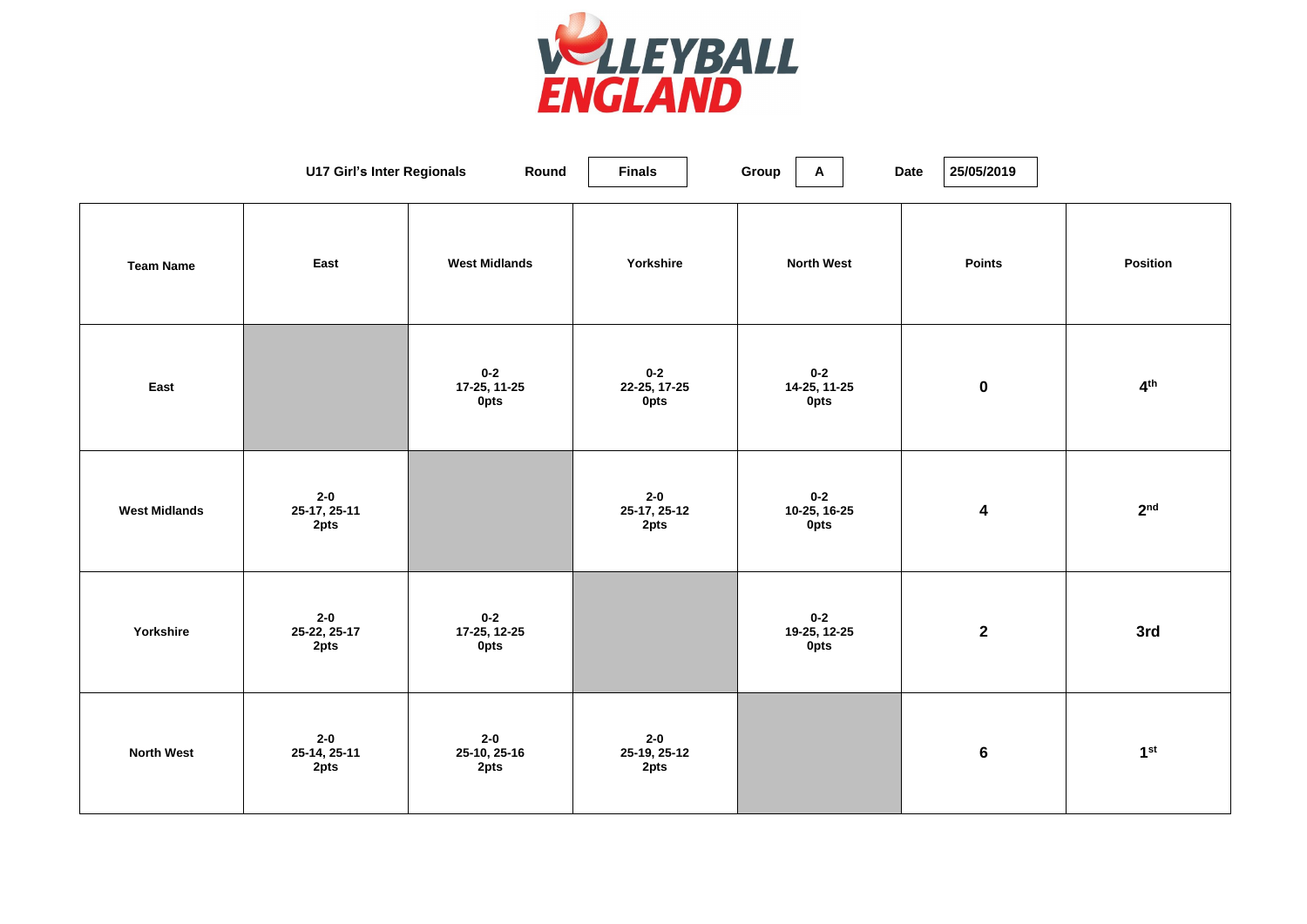VOLLEYBALL ENGLAND

U17 Girl's Inter Regionals | Round: Finals | Group: A | Date: 25/05/2019

| Team Name | East | West Midlands | Yorkshire | North West | Points | Position |
|---|---|---|---|---|---|---|
| East | | 0-2<br>17-25, 11-25<br>0pts | 0-2<br>22-25, 17-25<br>0pts | 0-2<br>14-25, 11-25<br>0pts | 0 | 4th |
| West Midlands | 2-0<br>25-17, 25-11<br>2pts | | 2-0<br>25-17, 25-12<br>2pts | 0-2<br>10-25, 16-25<br>0pts | 4 | 2nd |
| Yorkshire | 2-0<br>25-22, 25-17<br>2pts | 0-2<br>17-25, 12-25<br>0pts | | 0-2<br>19-25, 12-25<br>0pts | 2 | 3rd |
| North West | 2-0<br>25-14, 25-11<br>2pts | 2-0<br>25-10, 25-16<br>2pts | 2-0<br>25-19, 25-12<br>2pts | | 6 | 1st |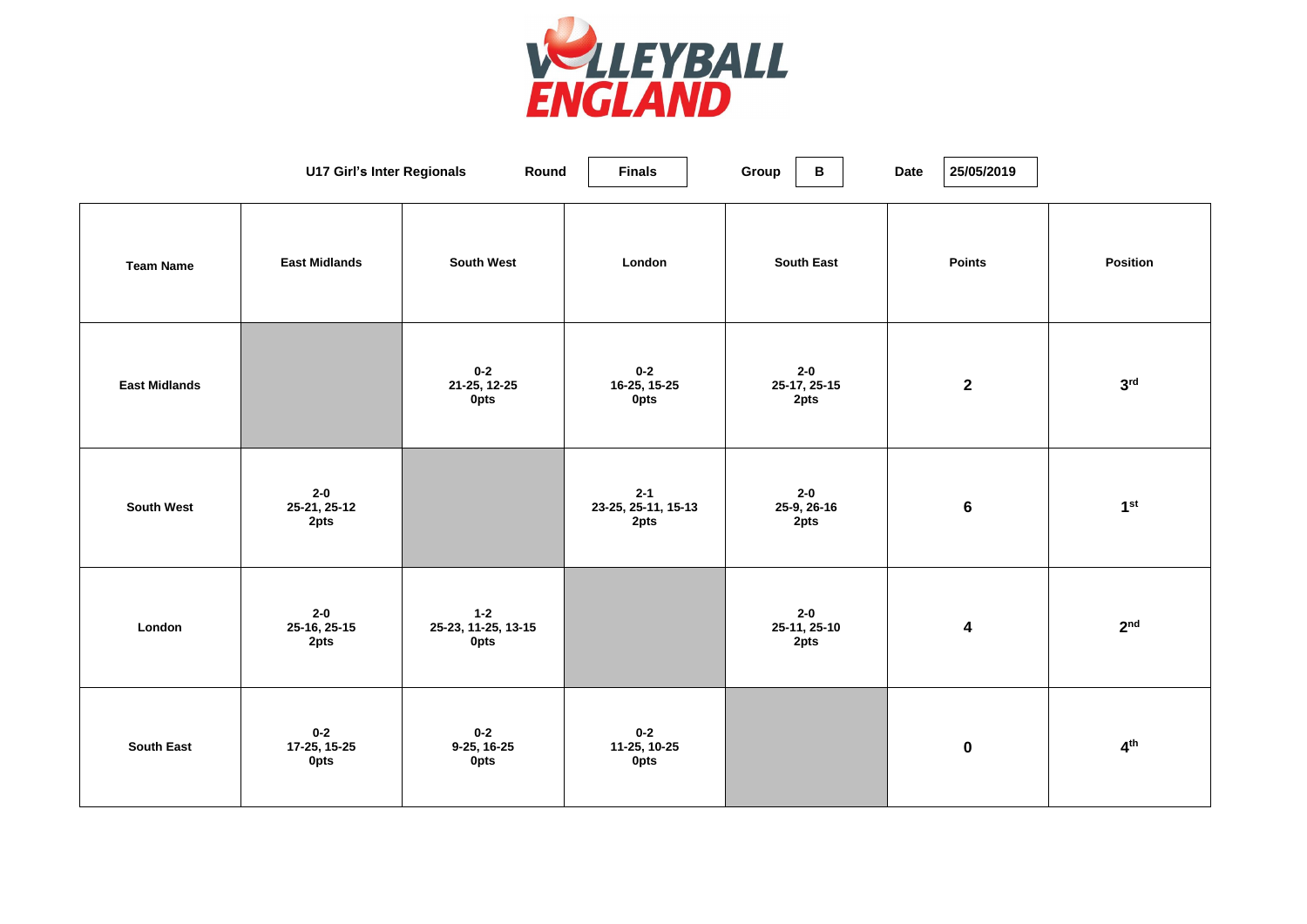U17 Girl's Inter Regionals | Round: **Finals** | Group: **B** | Date: 25/05/2019

| Team Name | East Midlands | South West | London | South East | Points | Position |
|---|---|---|---|---|---|---|
| East Midlands | | 0-2<br>21-25, 12-25<br>0pts | 0-2<br>16-25, 15-25<br>0pts | 2-0<br>25-17, 25-15<br>2pts | 2 | 3rd |
| South West | 2-0<br>25-21, 25-12<br>2pts | | 2-1<br>23-25, 25-11, 15-13<br>2pts | 2-0<br>25-9, 26-16<br>2pts | 6 | 1st |
| London | 2-0<br>25-16, 25-15<br>2pts | 1-2<br>25-23, 11-25, 13-15<br>0pts | | 2-0<br>25-11, 25-10<br>2pts | 4 | 2nd |
| South East | 0-2<br>17-25, 15-25<br>0pts | 0-2<br>9-25, 16-25<br>0pts | 0-2<br>11-25, 10-25<br>0pts | | 0 | 4th |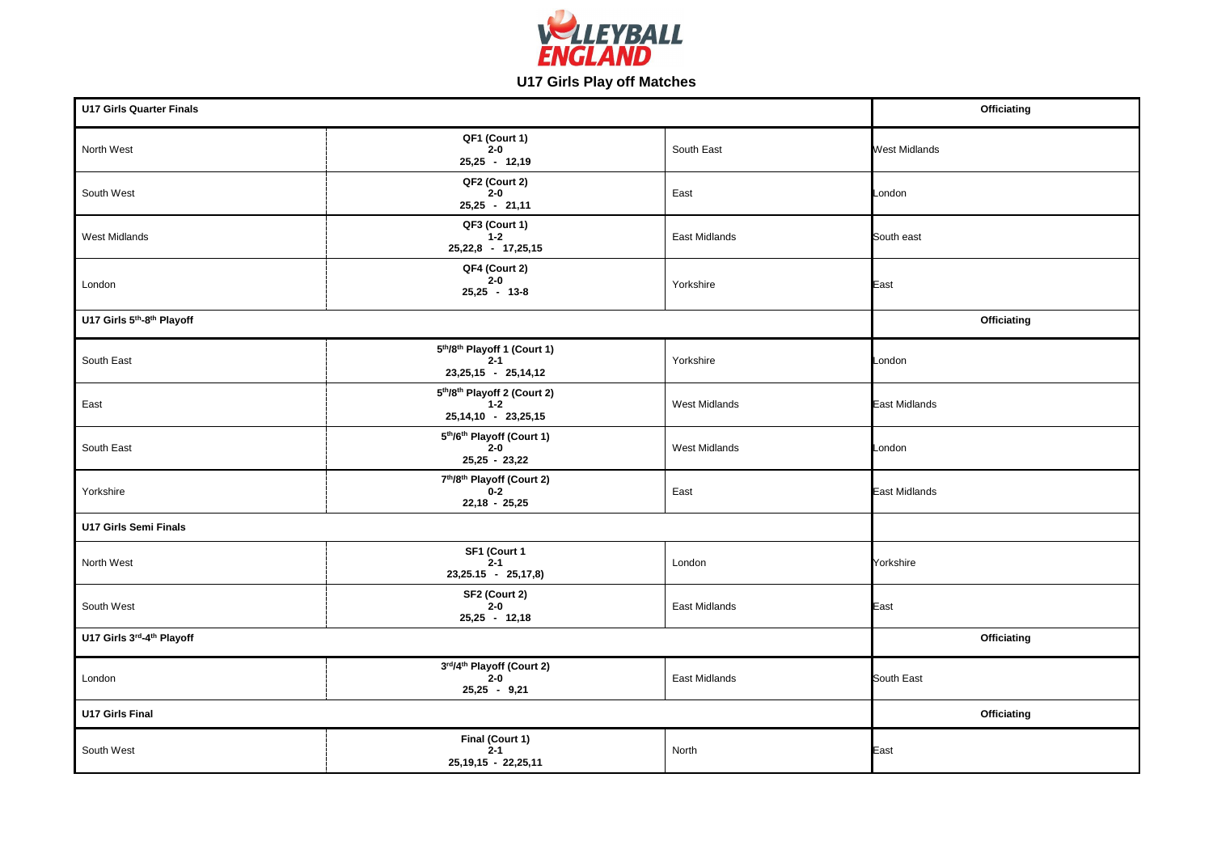# U17 Girls Play off Matches

| U17 Girls Quarter Finals | | | Officiating |
|---|---|---|---|
| North West | **QF1 (Court 1)** **2-0** **25,25 - 12,19** | South East | West Midlands |
| South West | **QF2 (Court 2)** **2-0** **25,25 - 21,11** | East | London |
| West Midlands | **QF3 (Court 1)** **1-2** **25,22,8 - 17,25,15** | East Midlands | South east |
| London | **QF4 (Court 2)** **2-0** **25,25 - 13-8** | Yorkshire | East |
| **U17 Girls 5th-8th Playoff** | | | **Officiating** |
| South East | **5th/8th Playoff 1 (Court 1)** **2-1** **23,25,15 - 25,14,12** | Yorkshire | London |
| East | **5th/8th Playoff 2 (Court 2)** **1-2** **25,14,10 - 23,25,15** | West Midlands | East Midlands |
| South East | **5th/6th Playoff (Court 1)** **2-0** **25,25 - 23,22** | West Midlands | London |
| Yorkshire | **7th/8th Playoff (Court 2)** **0-2** **22,18 - 25,25** | East | East Midlands |
| **U17 Girls Semi Finals** | | | |
| North West | **SF1 (Court 1** **2-1** **23,25.15 - 25,17,8)** | London | Yorkshire |
| South West | **SF2 (Court 2)** **2-0** **25,25 - 12,18** | East Midlands | East |
| **U17 Girls 3rd-4th Playoff** | | | **Officiating** |
| London | **3rd/4th Playoff (Court 2)** **2-0** **25,25 - 9,21** | East Midlands | South East |
| **U17 Girls Final** | | | **Officiating** |
| South West | **Final (Court 1)** **2-1** **25,19,15 - 22,25,11** | North | East |